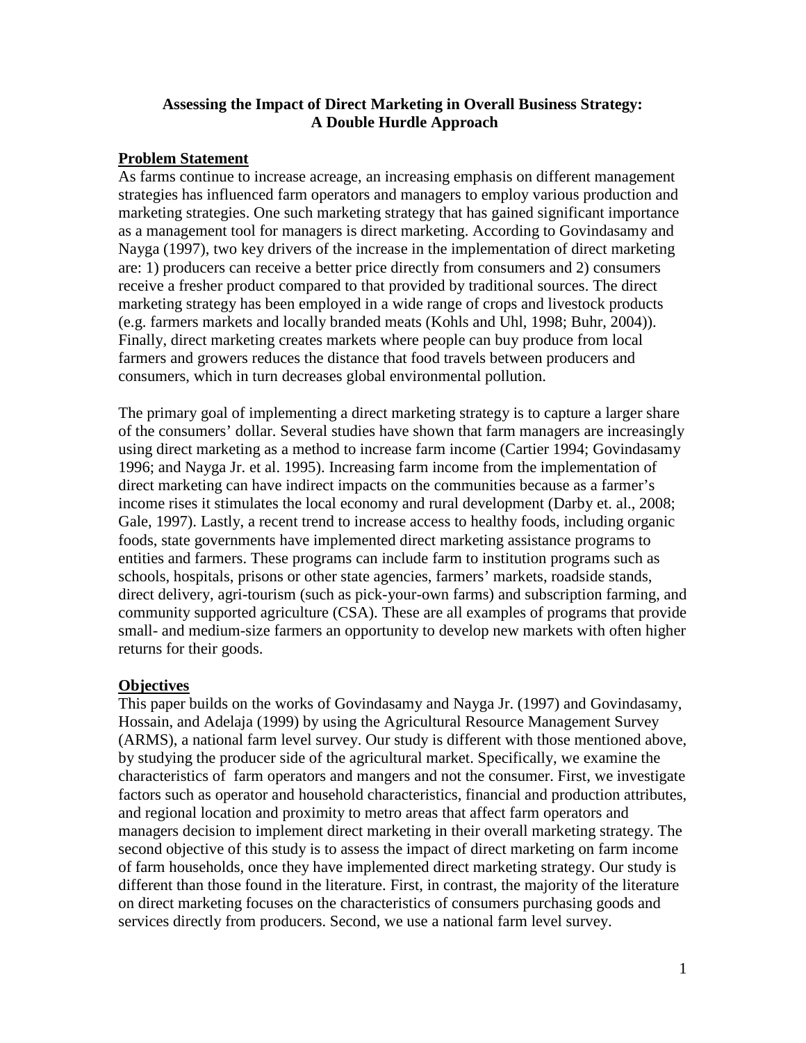**Assessing the Impact of Direct Marketing in Overall Business Strategy: A Double Hurdle Approach**

## Problem Statement

As farms continue to increase acreage, an increasing emphasis on different management strategies has influenced farm operators and managers to employ various production and marketing strategies. One such marketing strategy that has gained significant importance as a management tool for managers is direct marketing. According to Govindasamy and Nayga (1997), two key drivers of the increase in the implementation of direct marketing are: 1) producers can receive a better price directly from consumers and 2) consumers receive a fresher product compared to that provided by traditional sources. The direct marketing strategy has been employed in a wide range of crops and livestock products (e.g. farmers markets and locally branded meats (Kohls and Uhl, 1998; Buhr, 2004)). Finally, direct marketing creates markets where people can buy produce from local farmers and growers reduces the distance that food travels between producers and consumers, which in turn decreases global environmental pollution.

The primary goal of implementing a direct marketing strategy is to capture a larger share of the consumers' dollar. Several studies have shown that farm managers are increasingly using direct marketing as a method to increase farm income (Cartier 1994; Govindasamy 1996; and Nayga Jr. et al. 1995). Increasing farm income from the implementation of direct marketing can have indirect impacts on the communities because as a farmer's income rises it stimulates the local economy and rural development (Darby et. al., 2008; Gale, 1997). Lastly, a recent trend to increase access to healthy foods, including organic foods, state governments have implemented direct marketing assistance programs to entities and farmers. These programs can include farm to institution programs such as schools, hospitals, prisons or other state agencies, farmers' markets, roadside stands, direct delivery, agri-tourism (such as pick-your-own farms) and subscription farming, and community supported agriculture (CSA). These are all examples of programs that provide small- and medium-size farmers an opportunity to develop new markets with often higher returns for their goods.

## Objectives

This paper builds on the works of Govindasamy and Nayga Jr. (1997) and Govindasamy, Hossain, and Adelaja (1999) by using the Agricultural Resource Management Survey (ARMS), a national farm level survey. Our study is different with those mentioned above, by studying the producer side of the agricultural market. Specifically, we examine the characteristics of farm operators and mangers and not the consumer. First, we investigate factors such as operator and household characteristics, financial and production attributes, and regional location and proximity to metro areas that affect farm operators and managers decision to implement direct marketing in their overall marketing strategy. The second objective of this study is to assess the impact of direct marketing on farm income of farm households, once they have implemented direct marketing strategy. Our study is different than those found in the literature. First, in contrast, the majority of the literature on direct marketing focuses on the characteristics of consumers purchasing goods and services directly from producers. Second, we use a national farm level survey.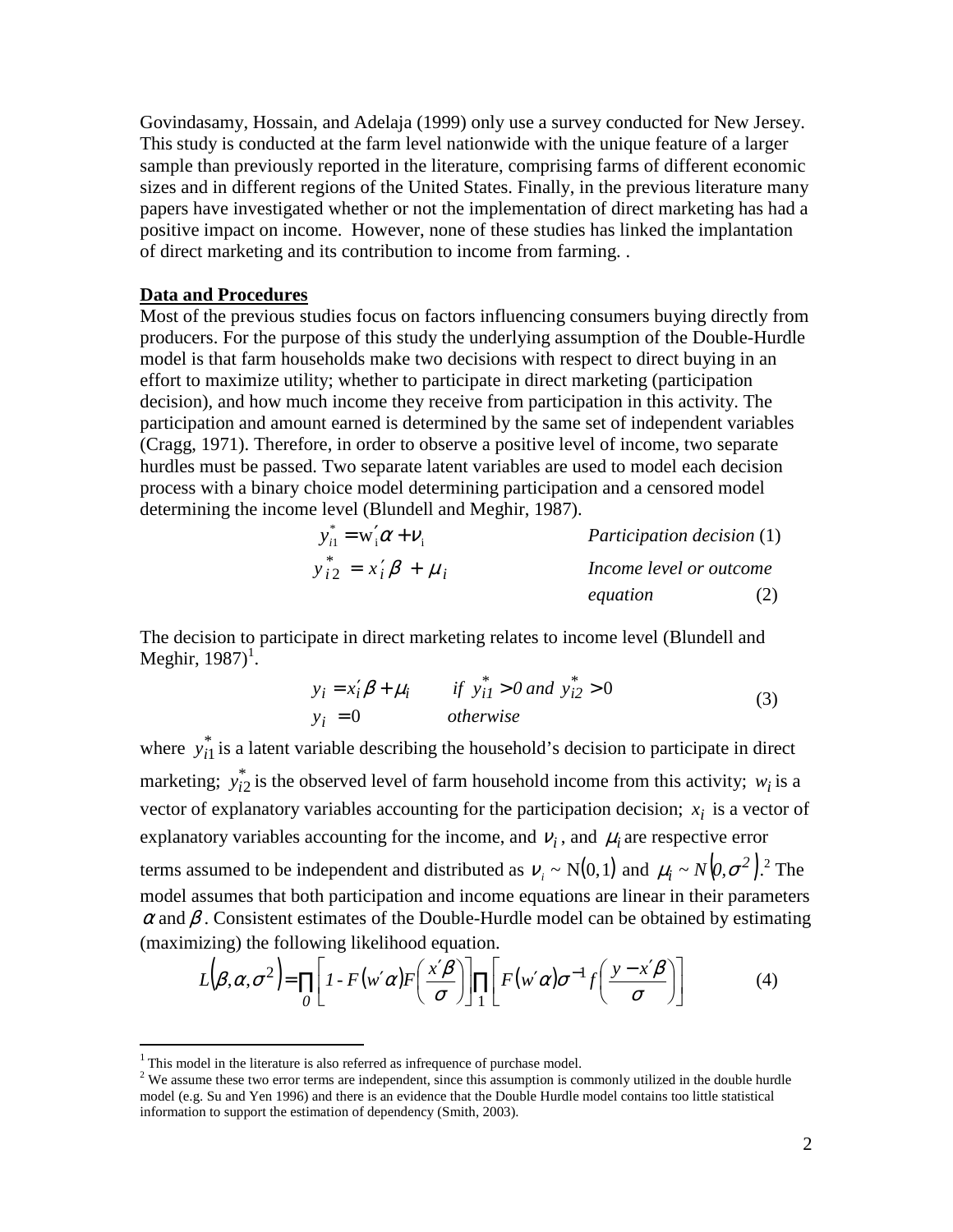Govindasamy, Hossain, and Adelaja (1999) only use a survey conducted for New Jersey. This study is conducted at the farm level nationwide with the unique feature of a larger sample than previously reported in the literature, comprising farms of different economic sizes and in different regions of the United States. Finally, in the previous literature many papers have investigated whether or not the implementation of direct marketing has had a positive impact on income. However, none of these studies has linked the implantation of direct marketing and its contribution to income from farming. .

## Data and Procedures

Most of the previous studies focus on factors influencing consumers buying directly from producers. For the purpose of this study the underlying assumption of the Double-Hurdle model is that farm households make two decisions with respect to direct buying in an effort to maximize utility; whether to participate in direct marketing (participation decision), and how much income they receive from participation in this activity. The participation and amount earned is determined by the same set of independent variables (Cragg, 1971). Therefore, in order to observe a positive level of income, two separate hurdles must be passed. Two separate latent variables are used to model each decision process with a binary choice model determining participation and a censored model determining the income level (Blundell and Meghir, 1987).

$$y_{i1}^{*} = w_i'\alpha + \nu_i \qquad \textit{Participation decision} \ (1)$$

$$y_{i2}^{*} = x_i'\beta + \mu_i \qquad \textit{Income level or outcome equation} \ (2)$$

The decision to participate in direct marketing relates to income level (Blundell and Meghir, 1987)[1].

$$\begin{aligned} y_i &= x_i'\beta + \mu_i \qquad \textit{if } y_{i1}^{*} > 0 \textit{ and } y_{i2}^{*} > 0 \\ y_i &= 0 \qquad \textit{otherwise} \end{aligned} \qquad (3)$$

where $y_{i1}^{*}$ is a latent variable describing the household's decision to participate in direct marketing; $y_{i2}^{*}$ is the observed level of farm household income from this activity; $w_i$ is a vector of explanatory variables accounting for the participation decision; $x_i$ is a vector of explanatory variables accounting for the income, and $\nu_i$, and $\mu_i$ are respective error terms assumed to be independent and distributed as $\nu_i \sim \mathrm{N}(0,1)$ and $\mu_i \sim N(0, \sigma^2)$.[2] The model assumes that both participation and income equations are linear in their parameters $\alpha$ and $\beta$. Consistent estimates of the Double-Hurdle model can be obtained by estimating (maximizing) the following likelihood equation.

$$L(\beta, \alpha, \sigma^2) = \prod_{0} \left[ 1 - F(w'\alpha) F\left( \frac{x'\beta}{\sigma} \right) \right] \prod_{1} \left[ F(w'\alpha) \sigma^{-1} f\left( \frac{y - x'\beta}{\sigma} \right) \right] \qquad (4)$$

---

[1] This model in the literature is also referred as infrequence of purchase model.

[2] We assume these two error terms are independent, since this assumption is commonly utilized in the double hurdle model (e.g. Su and Yen 1996) and there is an evidence that the Double Hurdle model contains too little statistical information to support the estimation of dependency (Smith, 2003).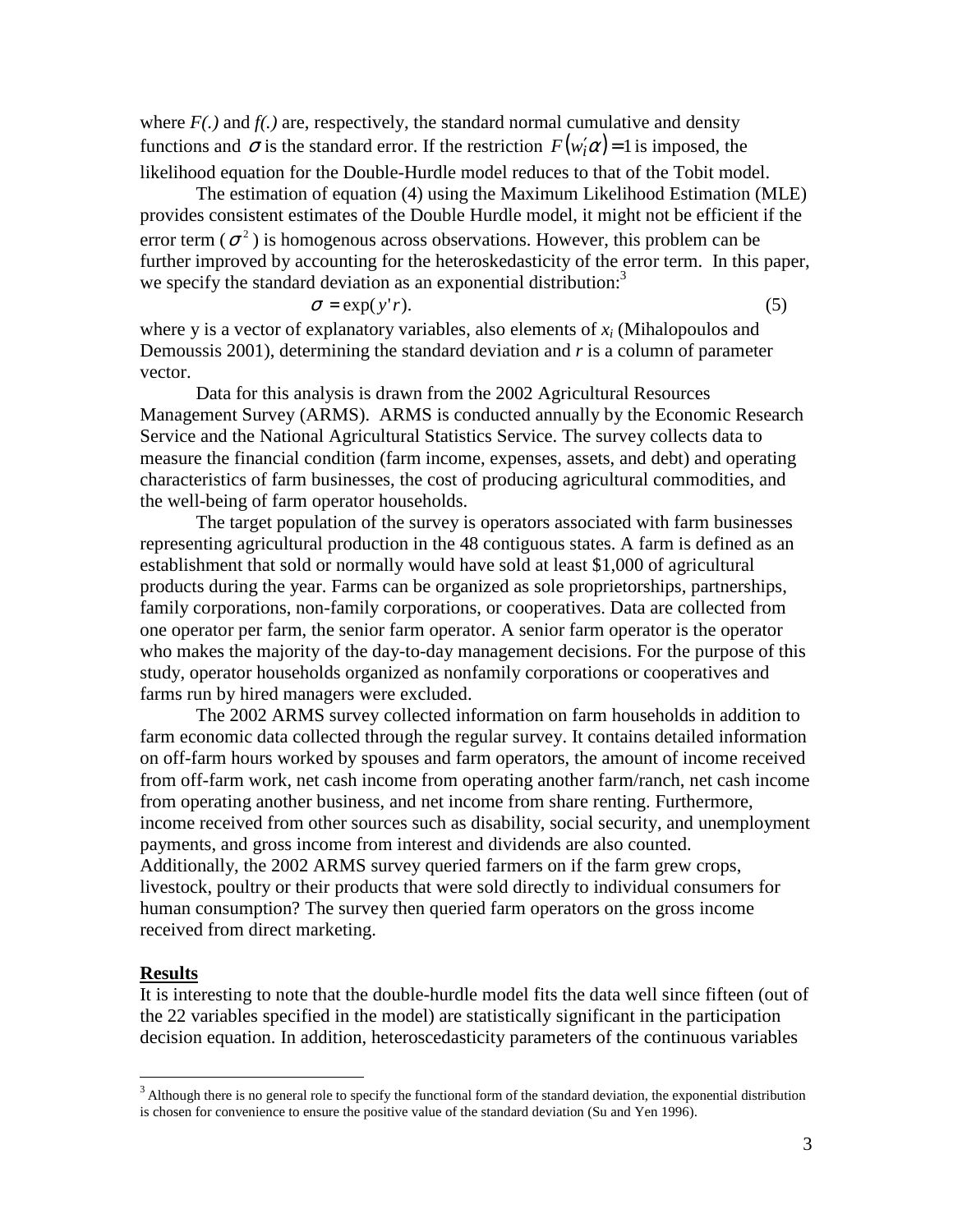where $F(.)$ and $f(.)$ are, respectively, the standard normal cumulative and density functions and $\sigma$ is the standard error. If the restriction $F(w_i'\alpha)=1$ is imposed, the likelihood equation for the Double-Hurdle model reduces to that of the Tobit model.

The estimation of equation (4) using the Maximum Likelihood Estimation (MLE) provides consistent estimates of the Double Hurdle model, it might not be efficient if the error term ($\sigma^2$) is homogenous across observations. However, this problem can be further improved by accounting for the heteroskedasticity of the error term. In this paper, we specify the standard deviation as an exponential distribution:[3]

$$\sigma = \exp(y'r). \tag{5}$$

where y is a vector of explanatory variables, also elements of $x_i$ (Mihalopoulos and Demoussis 2001), determining the standard deviation and $r$ is a column of parameter vector.

Data for this analysis is drawn from the 2002 Agricultural Resources Management Survey (ARMS). ARMS is conducted annually by the Economic Research Service and the National Agricultural Statistics Service. The survey collects data to measure the financial condition (farm income, expenses, assets, and debt) and operating characteristics of farm businesses, the cost of producing agricultural commodities, and the well-being of farm operator households.

The target population of the survey is operators associated with farm businesses representing agricultural production in the 48 contiguous states. A farm is defined as an establishment that sold or normally would have sold at least $1,000 of agricultural products during the year. Farms can be organized as sole proprietorships, partnerships, family corporations, non-family corporations, or cooperatives. Data are collected from one operator per farm, the senior farm operator. A senior farm operator is the operator who makes the majority of the day-to-day management decisions. For the purpose of this study, operator households organized as nonfamily corporations or cooperatives and farms run by hired managers were excluded.

The 2002 ARMS survey collected information on farm households in addition to farm economic data collected through the regular survey. It contains detailed information on off-farm hours worked by spouses and farm operators, the amount of income received from off-farm work, net cash income from operating another farm/ranch, net cash income from operating another business, and net income from share renting. Furthermore, income received from other sources such as disability, social security, and unemployment payments, and gross income from interest and dividends are also counted. Additionally, the 2002 ARMS survey queried farmers on if the farm grew crops, livestock, poultry or their products that were sold directly to individual consumers for human consumption? The survey then queried farm operators on the gross income received from direct marketing.

## Results

It is interesting to note that the double-hurdle model fits the data well since fifteen (out of the 22 variables specified in the model) are statistically significant in the participation decision equation. In addition, heteroscedasticity parameters of the continuous variables

---

[3] Although there is no general role to specify the functional form of the standard deviation, the exponential distribution is chosen for convenience to ensure the positive value of the standard deviation (Su and Yen 1996).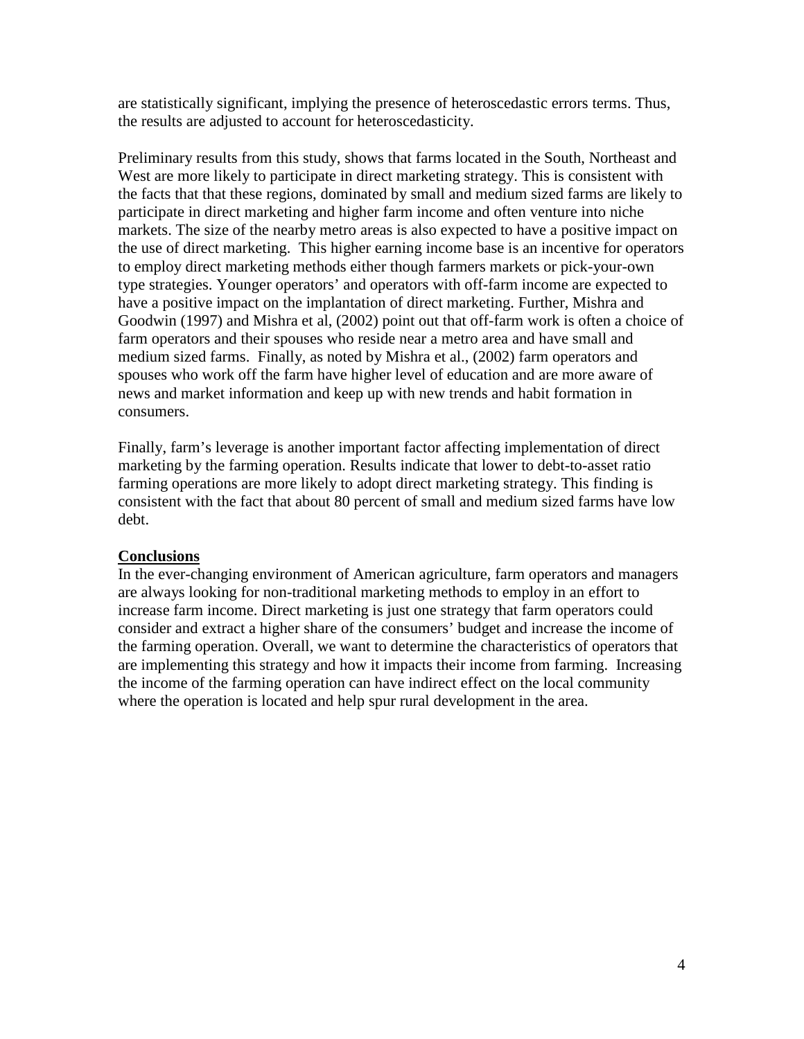are statistically significant, implying the presence of heteroscedastic errors terms. Thus, the results are adjusted to account for heteroscedasticity.

Preliminary results from this study, shows that farms located in the South, Northeast and West are more likely to participate in direct marketing strategy. This is consistent with the facts that that these regions, dominated by small and medium sized farms are likely to participate in direct marketing and higher farm income and often venture into niche markets. The size of the nearby metro areas is also expected to have a positive impact on the use of direct marketing. This higher earning income base is an incentive for operators to employ direct marketing methods either though farmers markets or pick-your-own type strategies. Younger operators' and operators with off-farm income are expected to have a positive impact on the implantation of direct marketing. Further, Mishra and Goodwin (1997) and Mishra et al, (2002) point out that off-farm work is often a choice of farm operators and their spouses who reside near a metro area and have small and medium sized farms. Finally, as noted by Mishra et al., (2002) farm operators and spouses who work off the farm have higher level of education and are more aware of news and market information and keep up with new trends and habit formation in consumers.

Finally, farm's leverage is another important factor affecting implementation of direct marketing by the farming operation. Results indicate that lower to debt-to-asset ratio farming operations are more likely to adopt direct marketing strategy. This finding is consistent with the fact that about 80 percent of small and medium sized farms have low debt.

## Conclusions

In the ever-changing environment of American agriculture, farm operators and managers are always looking for non-traditional marketing methods to employ in an effort to increase farm income. Direct marketing is just one strategy that farm operators could consider and extract a higher share of the consumers' budget and increase the income of the farming operation. Overall, we want to determine the characteristics of operators that are implementing this strategy and how it impacts their income from farming. Increasing the income of the farming operation can have indirect effect on the local community where the operation is located and help spur rural development in the area.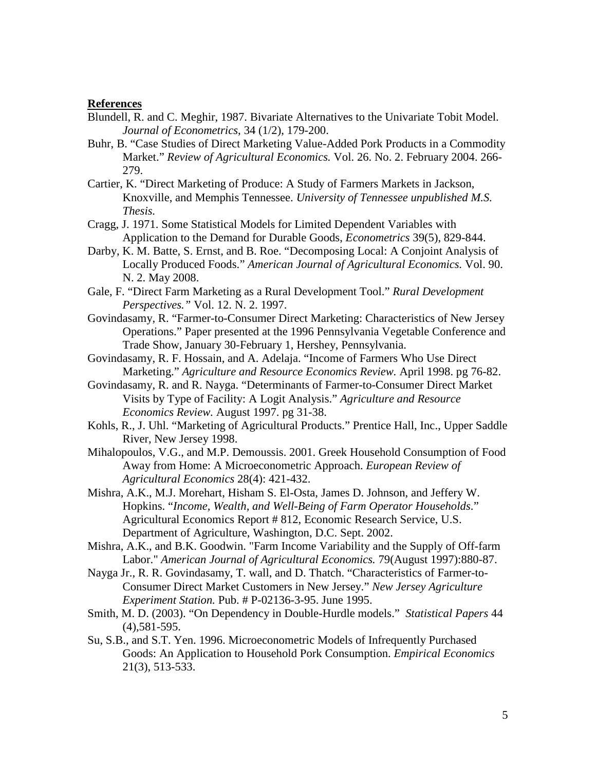**References**

Blundell, R. and C. Meghir, 1987. Bivariate Alternatives to the Univariate Tobit Model. *Journal of Econometrics,* 34 (1/2), 179-200.

Buhr, B. "Case Studies of Direct Marketing Value-Added Pork Products in a Commodity Market." *Review of Agricultural Economics.* Vol. 26. No. 2. February 2004. 266-279.

Cartier, K. "Direct Marketing of Produce: A Study of Farmers Markets in Jackson, Knoxville, and Memphis Tennessee. *University of Tennessee unpublished M.S. Thesis.*

Cragg, J. 1971. Some Statistical Models for Limited Dependent Variables with Application to the Demand for Durable Goods, *Econometrics* 39(5), 829-844.

Darby, K. M. Batte, S. Ernst, and B. Roe. "Decomposing Local: A Conjoint Analysis of Locally Produced Foods." *American Journal of Agricultural Economics.* Vol. 90. N. 2. May 2008.

Gale, F. "Direct Farm Marketing as a Rural Development Tool." *Rural Development Perspectives."* Vol. 12. N. 2. 1997.

Govindasamy, R. "Farmer-to-Consumer Direct Marketing: Characteristics of New Jersey Operations." Paper presented at the 1996 Pennsylvania Vegetable Conference and Trade Show, January 30-February 1, Hershey, Pennsylvania.

Govindasamy, R. F. Hossain, and A. Adelaja. "Income of Farmers Who Use Direct Marketing." *Agriculture and Resource Economics Review.* April 1998. pg 76-82.

Govindasamy, R. and R. Nayga. "Determinants of Farmer-to-Consumer Direct Market Visits by Type of Facility: A Logit Analysis." *Agriculture and Resource Economics Review.* August 1997. pg 31-38.

Kohls, R., J. Uhl. "Marketing of Agricultural Products." Prentice Hall, Inc., Upper Saddle River, New Jersey 1998.

Mihalopoulos, V.G., and M.P. Demoussis. 2001. Greek Household Consumption of Food Away from Home: A Microeconometric Approach. *European Review of Agricultural Economics* 28(4): 421-432.

Mishra, A.K., M.J. Morehart, Hisham S. El-Osta, James D. Johnson, and Jeffery W. Hopkins. "*Income, Wealth, and Well-Being of Farm Operator Households*." Agricultural Economics Report # 812, Economic Research Service, U.S. Department of Agriculture, Washington, D.C. Sept. 2002.

Mishra, A.K., and B.K. Goodwin. "Farm Income Variability and the Supply of Off-farm Labor." *American Journal of Agricultural Economics.* 79(August 1997):880-87.

Nayga Jr., R. R. Govindasamy, T. wall, and D. Thatch. "Characteristics of Farmer-to-Consumer Direct Market Customers in New Jersey." *New Jersey Agriculture Experiment Station.* Pub. # P-02136-3-95. June 1995.

Smith, M. D. (2003). "On Dependency in Double-Hurdle models." *Statistical Papers* 44 (4),581-595.

Su, S.B., and S.T. Yen. 1996. Microeconometric Models of Infrequently Purchased Goods: An Application to Household Pork Consumption. *Empirical Economics* 21(3), 513-533.